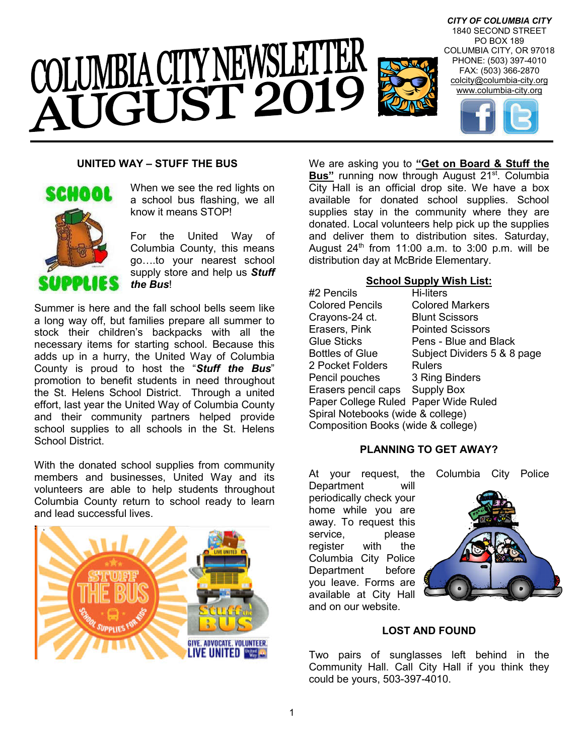# COLUMBIA CITY NEWSLETTER AUGUST 2019

*CITY OF COLUMBIA CITY*
1840 SECOND STREET
PO BOX 189
COLUMBIA CITY, OR 97018
PHONE: (503) 397-4010
FAX: (503) 366-2870
colcity@columbia-city.org
www.columbia-city.org

## UNITED WAY – STUFF THE BUS

When we see the red lights on a school bus flashing, we all know it means STOP!

For the United Way of Columbia County, this means go….to your nearest school supply store and help us ***Stuff the Bus***!

Summer is here and the fall school bells seem like a long way off, but families prepare all summer to stock their children's backpacks with all the necessary items for starting school. Because this adds up in a hurry, the United Way of Columbia County is proud to host the "***Stuff the Bus***" promotion to benefit students in need throughout the St. Helens School District. Through a united effort, last year the United Way of Columbia County and their community partners helped provide school supplies to all schools in the St. Helens School District.

With the donated school supplies from community members and businesses, United Way and its volunteers are able to help students throughout Columbia County return to school ready to learn and lead successful lives.

We are asking you to **"Get on Board & Stuff the Bus"** running now through August 21st. Columbia City Hall is an official drop site. We have a box available for donated school supplies. School supplies stay in the community where they are donated. Local volunteers help pick up the supplies and deliver them to distribution sites. Saturday, August 24th from 11:00 a.m. to 3:00 p.m. will be distribution day at McBride Elementary.

**School Supply Wish List:**

| | |
|---|---|
| #2 Pencils | Hi-liters |
| Colored Pencils | Colored Markers |
| Crayons-24 ct. | Blunt Scissors |
| Erasers, Pink | Pointed Scissors |
| Glue Sticks | Pens - Blue and Black |
| Bottles of Glue | Subject Dividers 5 & 8 page |
| 2 Pocket Folders | Rulers |
| Pencil pouches | 3 Ring Binders |
| Erasers pencil caps | Supply Box |
| Paper College Ruled | Paper Wide Ruled |

Spiral Notebooks (wide & college)
Composition Books (wide & college)

## PLANNING TO GET AWAY?

At your request, the Columbia City Police Department will periodically check your home while you are away. To request this service, please register with the Columbia City Police Department before you leave. Forms are available at City Hall and on our website.

## LOST AND FOUND

Two pairs of sunglasses left behind in the Community Hall. Call City Hall if you think they could be yours, 503-397-4010.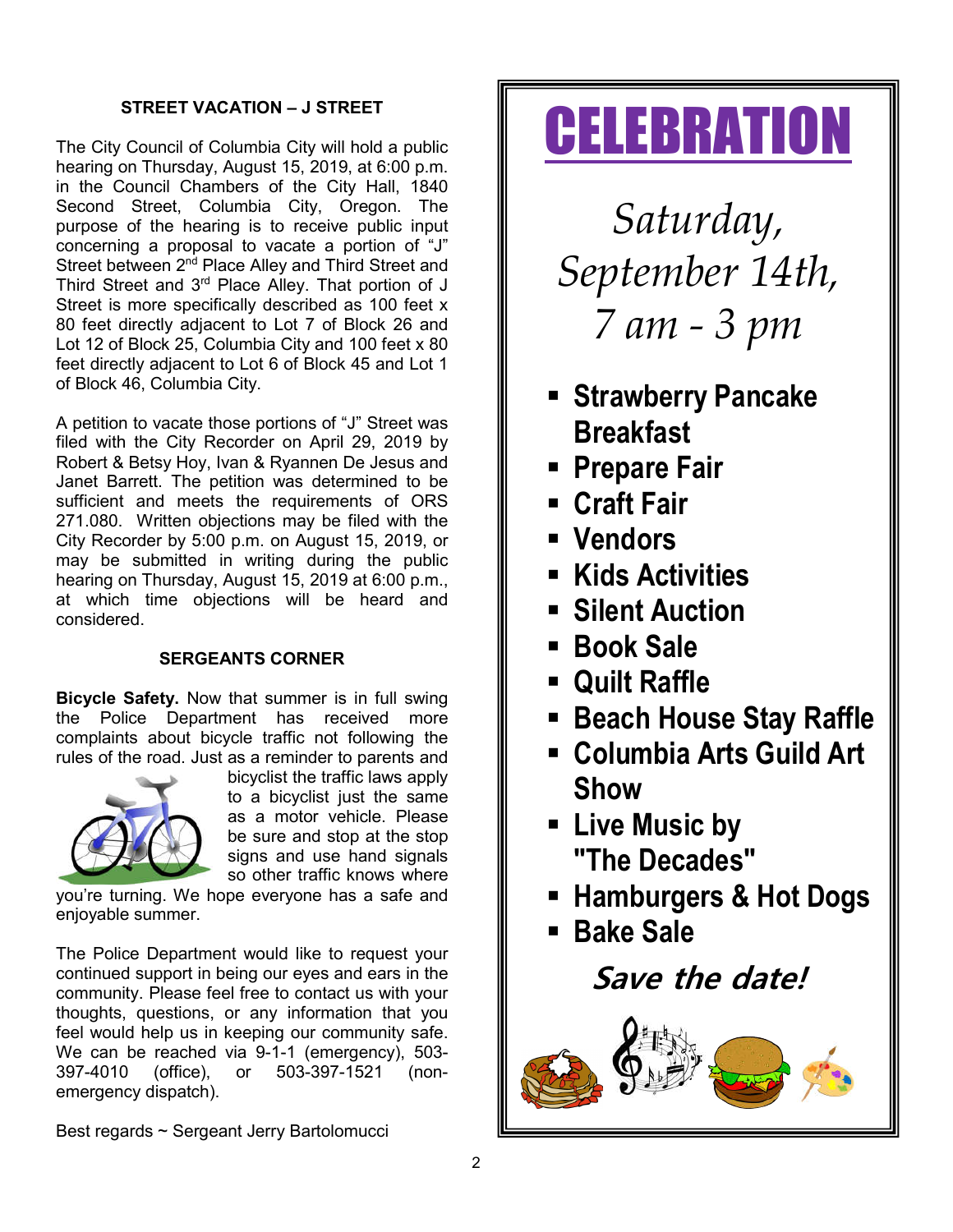## STREET VACATION – J STREET

The City Council of Columbia City will hold a public hearing on Thursday, August 15, 2019, at 6:00 p.m. in the Council Chambers of the City Hall, 1840 Second Street, Columbia City, Oregon. The purpose of the hearing is to receive public input concerning a proposal to vacate a portion of "J" Street between 2nd Place Alley and Third Street and Third Street and 3rd Place Alley. That portion of J Street is more specifically described as 100 feet x 80 feet directly adjacent to Lot 7 of Block 26 and Lot 12 of Block 25, Columbia City and 100 feet x 80 feet directly adjacent to Lot 6 of Block 45 and Lot 1 of Block 46, Columbia City.

A petition to vacate those portions of "J" Street was filed with the City Recorder on April 29, 2019 by Robert & Betsy Hoy, Ivan & Ryannen De Jesus and Janet Barrett. The petition was determined to be sufficient and meets the requirements of ORS 271.080. Written objections may be filed with the City Recorder by 5:00 p.m. on August 15, 2019, or may be submitted in writing during the public hearing on Thursday, August 15, 2019 at 6:00 p.m., at which time objections will be heard and considered.

## SERGEANTS CORNER

**Bicycle Safety.** Now that summer is in full swing the Police Department has received more complaints about bicycle traffic not following the rules of the road. Just as a reminder to parents and bicyclist the traffic laws apply to a bicyclist just the same as a motor vehicle. Please be sure and stop at the stop signs and use hand signals so other traffic knows where you're turning. We hope everyone has a safe and enjoyable summer.

The Police Department would like to request your continued support in being our eyes and ears in the community. Please feel free to contact us with your thoughts, questions, or any information that you feel would help us in keeping our community safe. We can be reached via 9-1-1 (emergency), 503-397-4010 (office), or 503-397-1521 (non-emergency dispatch).

Best regards ~ Sergeant Jerry Bartolomucci

# CELEBRATION

*Saturday, September 14th, 7 am - 3 pm*

- **Strawberry Pancake Breakfast**
- **Prepare Fair**
- **Craft Fair**
- **Vendors**
- **Kids Activities**
- **Silent Auction**
- **Book Sale**
- **Quilt Raffle**
- **Beach House Stay Raffle**
- **Columbia Arts Guild Art Show**
- **Live Music by "The Decades"**
- **Hamburgers & Hot Dogs**
- **Bake Sale**

***Save the date!***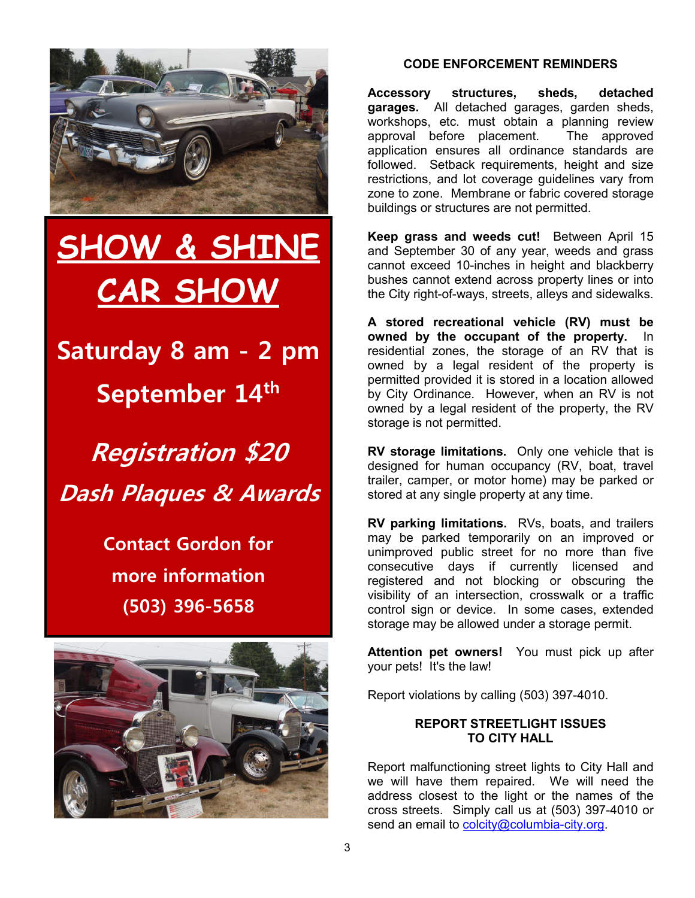# SHOW & SHINE CAR SHOW

**Saturday 8 am - 2 pm**

**September 14th**

***Registration $20***

***Dash Plaques & Awards***

**Contact Gordon for more information (503) 396-5658**

## CODE ENFORCEMENT REMINDERS

**Accessory structures, sheds, detached garages.** All detached garages, garden sheds, workshops, etc. must obtain a planning review approval before placement. The approved application ensures all ordinance standards are followed. Setback requirements, height and size restrictions, and lot coverage guidelines vary from zone to zone. Membrane or fabric covered storage buildings or structures are not permitted.

**Keep grass and weeds cut!** Between April 15 and September 30 of any year, weeds and grass cannot exceed 10-inches in height and blackberry bushes cannot extend across property lines or into the City right-of-ways, streets, alleys and sidewalks.

**A stored recreational vehicle (RV) must be owned by the occupant of the property.** In residential zones, the storage of an RV that is owned by a legal resident of the property is permitted provided it is stored in a location allowed by City Ordinance. However, when an RV is not owned by a legal resident of the property, the RV storage is not permitted.

**RV storage limitations.** Only one vehicle that is designed for human occupancy (RV, boat, travel trailer, camper, or motor home) may be parked or stored at any single property at any time.

**RV parking limitations.** RVs, boats, and trailers may be parked temporarily on an improved or unimproved public street for no more than five consecutive days if currently licensed and registered and not blocking or obscuring the visibility of an intersection, crosswalk or a traffic control sign or device. In some cases, extended storage may be allowed under a storage permit.

**Attention pet owners!** You must pick up after your pets! It's the law!

Report violations by calling (503) 397-4010.

## REPORT STREETLIGHT ISSUES TO CITY HALL

Report malfunctioning street lights to City Hall and we will have them repaired. We will need the address closest to the light or the names of the cross streets. Simply call us at (503) 397-4010 or send an email to colcity@columbia-city.org.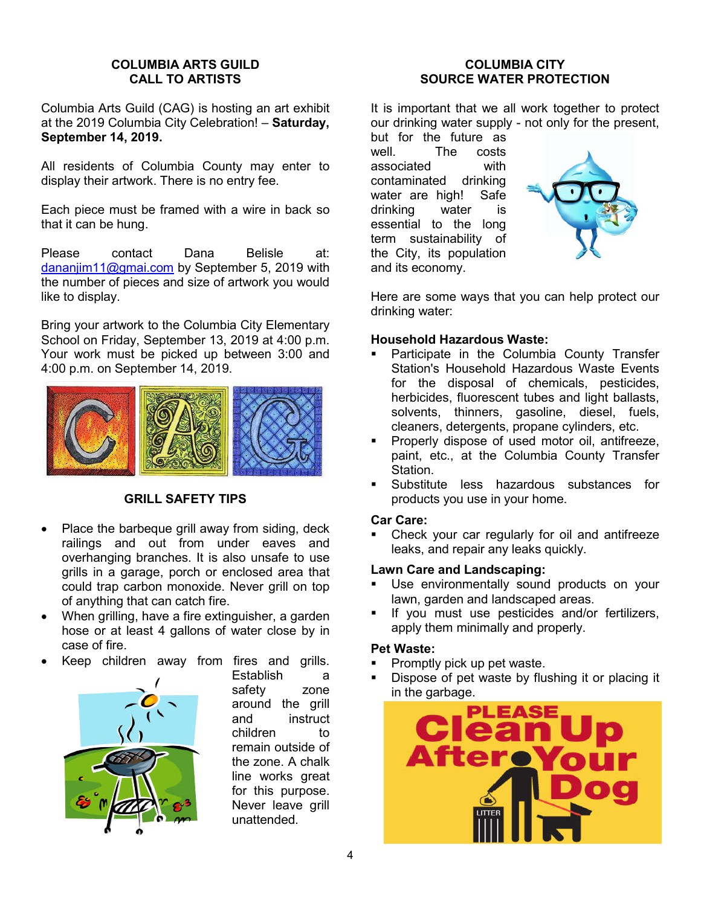## COLUMBIA ARTS GUILD
## CALL TO ARTISTS

Columbia Arts Guild (CAG) is hosting an art exhibit at the 2019 Columbia City Celebration! – **Saturday, September 14, 2019.**

All residents of Columbia County may enter to display their artwork. There is no entry fee.

Each piece must be framed with a wire in back so that it can be hung.

Please contact Dana Belisle at: dananjim11@gmai.com by September 5, 2019 with the number of pieces and size of artwork you would like to display.

Bring your artwork to the Columbia City Elementary School on Friday, September 13, 2019 at 4:00 p.m. Your work must be picked up between 3:00 and 4:00 p.m. on September 14, 2019.

## GRILL SAFETY TIPS

- Place the barbeque grill away from siding, deck railings and out from under eaves and overhanging branches. It is also unsafe to use grills in a garage, porch or enclosed area that could trap carbon monoxide. Never grill on top of anything that can catch fire.
- When grilling, have a fire extinguisher, a garden hose or at least 4 gallons of water close by in case of fire.
- Keep children away from fires and grills. Establish a safety zone around the grill and instruct children to remain outside of the zone. A chalk line works great for this purpose. Never leave grill unattended.

## COLUMBIA CITY
## SOURCE WATER PROTECTION

It is important that we all work together to protect our drinking water supply - not only for the present, but for the future as well. The costs associated with contaminated drinking water are high! Safe drinking water is essential to the long term sustainability of the City, its population and its economy.

Here are some ways that you can help protect our drinking water:

**Household Hazardous Waste:**

- Participate in the Columbia County Transfer Station's Household Hazardous Waste Events for the disposal of chemicals, pesticides, herbicides, fluorescent tubes and light ballasts, solvents, thinners, gasoline, diesel, fuels, cleaners, detergents, propane cylinders, etc.
- Properly dispose of used motor oil, antifreeze, paint, etc., at the Columbia County Transfer Station.
- Substitute less hazardous substances for products you use in your home.

**Car Care:**

- Check your car regularly for oil and antifreeze leaks, and repair any leaks quickly.

**Lawn Care and Landscaping:**

- Use environmentally sound products on your lawn, garden and landscaped areas.
- If you must use pesticides and/or fertilizers, apply them minimally and properly.

**Pet Waste:**

- Promptly pick up pet waste.
- Dispose of pet waste by flushing it or placing it in the garbage.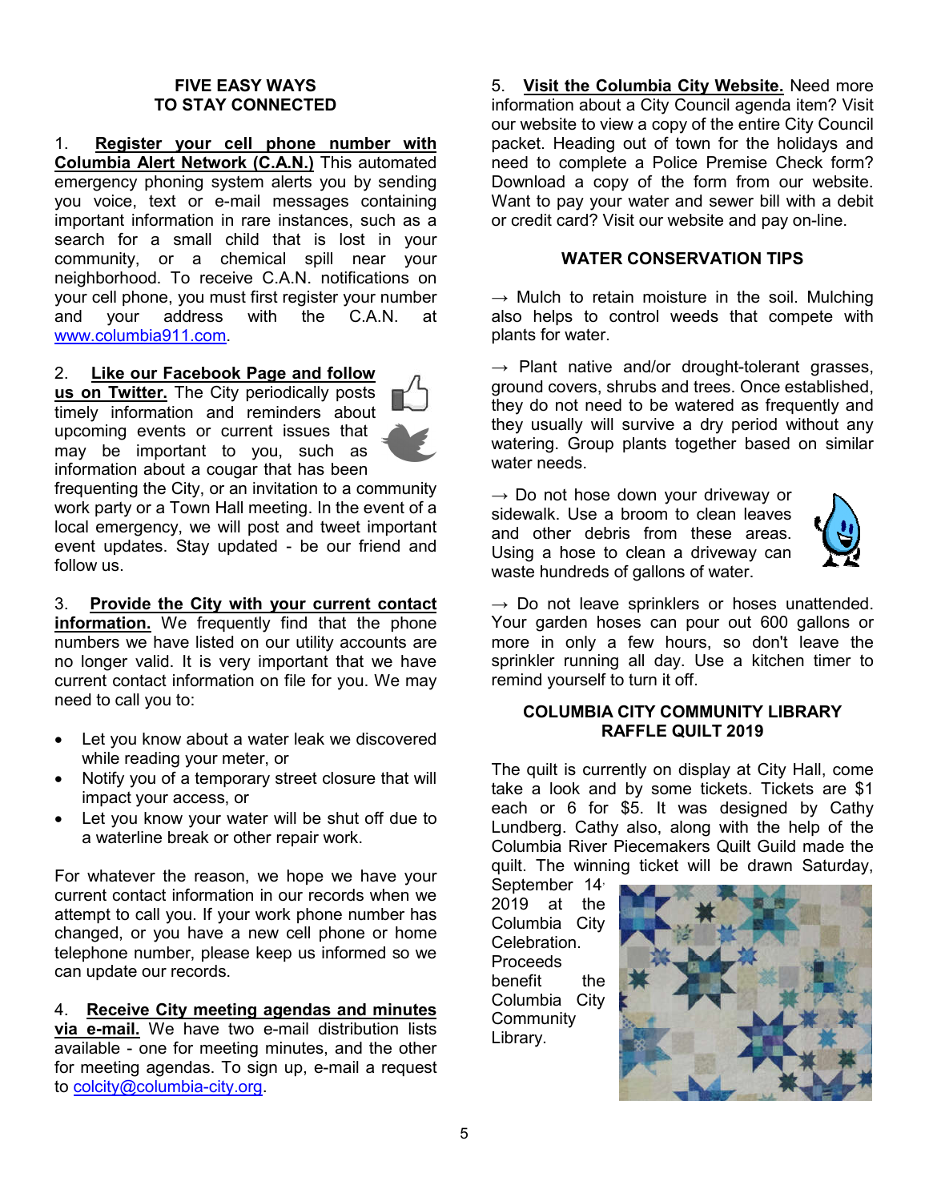## FIVE EASY WAYS TO STAY CONNECTED

1. **Register your cell phone number with Columbia Alert Network (C.A.N.)** This automated emergency phoning system alerts you by sending you voice, text or e-mail messages containing important information in rare instances, such as a search for a small child that is lost in your community, or a chemical spill near your neighborhood. To receive C.A.N. notifications on your cell phone, you must first register your number and your address with the C.A.N. at www.columbia911.com.

2. **Like our Facebook Page and follow us on Twitter.** The City periodically posts timely information and reminders about upcoming events or current issues that may be important to you, such as information about a cougar that has been frequenting the City, or an invitation to a community work party or a Town Hall meeting. In the event of a local emergency, we will post and tweet important event updates. Stay updated - be our friend and follow us.

3. **Provide the City with your current contact information.** We frequently find that the phone numbers we have listed on our utility accounts are no longer valid. It is very important that we have current contact information on file for you. We may need to call you to:

- Let you know about a water leak we discovered while reading your meter, or
- Notify you of a temporary street closure that will impact your access, or
- Let you know your water will be shut off due to a waterline break or other repair work.

For whatever the reason, we hope we have your current contact information in our records when we attempt to call you. If your work phone number has changed, or you have a new cell phone or home telephone number, please keep us informed so we can update our records.

4. **Receive City meeting agendas and minutes via e-mail.** We have two e-mail distribution lists available - one for meeting minutes, and the other for meeting agendas. To sign up, e-mail a request to colcity@columbia-city.org.

5. **Visit the Columbia City Website.** Need more information about a City Council agenda item? Visit our website to view a copy of the entire City Council packet. Heading out of town for the holidays and need to complete a Police Premise Check form? Download a copy of the form from our website. Want to pay your water and sewer bill with a debit or credit card? Visit our website and pay on-line.

## WATER CONSERVATION TIPS

→ Mulch to retain moisture in the soil. Mulching also helps to control weeds that compete with plants for water.

→ Plant native and/or drought-tolerant grasses, ground covers, shrubs and trees. Once established, they do not need to be watered as frequently and they usually will survive a dry period without any watering. Group plants together based on similar water needs.

→ Do not hose down your driveway or sidewalk. Use a broom to clean leaves and other debris from these areas. Using a hose to clean a driveway can waste hundreds of gallons of water.

→ Do not leave sprinklers or hoses unattended. Your garden hoses can pour out 600 gallons or more in only a few hours, so don't leave the sprinkler running all day. Use a kitchen timer to remind yourself to turn it off.

## COLUMBIA CITY COMMUNITY LIBRARY RAFFLE QUILT 2019

The quilt is currently on display at City Hall, come take a look and by some tickets. Tickets are $1 each or 6 for $5. It was designed by Cathy Lundberg. Cathy also, along with the help of the Columbia River Piecemakers Quilt Guild made the quilt. The winning ticket will be drawn Saturday, September 14, 2019 at the Columbia City Celebration. Proceeds benefit the Columbia City Community Library.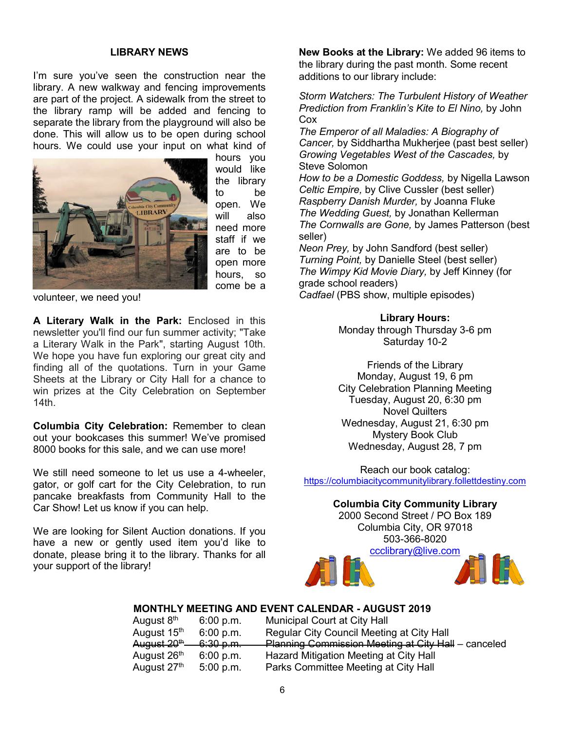## LIBRARY NEWS

I'm sure you've seen the construction near the library. A new walkway and fencing improvements are part of the project. A sidewalk from the street to the library ramp will be added and fencing to separate the library from the playground will also be done. This will allow us to be open during school hours. We could use your input on what kind of hours you would like the library to be open. We will also need more staff if we are to be open more hours, so come be a volunteer, we need you!

**A Literary Walk in the Park:** Enclosed in this newsletter you'll find our fun summer activity; "Take a Literary Walk in the Park", starting August 10th. We hope you have fun exploring our great city and finding all of the quotations. Turn in your Game Sheets at the Library or City Hall for a chance to win prizes at the City Celebration on September 14th.

**Columbia City Celebration:** Remember to clean out your bookcases this summer! We've promised 8000 books for this sale, and we can use more!

We still need someone to let us use a 4-wheeler, gator, or golf cart for the City Celebration, to run pancake breakfasts from Community Hall to the Car Show! Let us know if you can help.

We are looking for Silent Auction donations. If you have a new or gently used item you'd like to donate, please bring it to the library. Thanks for all your support of the library!

**New Books at the Library:** We added 96 items to the library during the past month. Some recent additions to our library include:

*Storm Watchers: The Turbulent History of Weather Prediction from Franklin's Kite to El Nino,* by John Cox
*The Emperor of all Maladies: A Biography of Cancer,* by Siddhartha Mukherjee (past best seller)
*Growing Vegetables West of the Cascades,* by Steve Solomon
*How to be a Domestic Goddess,* by Nigella Lawson
*Celtic Empire,* by Clive Cussler (best seller)
*Raspberry Danish Murder,* by Joanna Fluke
*The Wedding Guest,* by Jonathan Kellerman
*The Cornwalls are Gone,* by James Patterson (best seller)
*Neon Prey,* by John Sandford (best seller)
*Turning Point,* by Danielle Steel (best seller)
*The Wimpy Kid Movie Diary,* by Jeff Kinney (for grade school readers)
*Cadfael* (PBS show, multiple episodes)

**Library Hours:**
Monday through Thursday 3-6 pm
Saturday 10-2

Friends of the Library
Monday, August 19, 6 pm
City Celebration Planning Meeting
Tuesday, August 20, 6:30 pm
Novel Quilters
Wednesday, August 21, 6:30 pm
Mystery Book Club
Wednesday, August 28, 7 pm

Reach our book catalog:
https://columbiacitycommunitylibrary.follettdestiny.com

**Columbia City Community Library**
2000 Second Street / PO Box 189
Columbia City, OR 97018
503-366-8020
ccclibrary@live.com

## MONTHLY MEETING AND EVENT CALENDAR - AUGUST 2019

| | | |
|---|---|---|
| August 8th | 6:00 p.m. | Municipal Court at City Hall |
| August 15th | 6:00 p.m. | Regular City Council Meeting at City Hall |
| ~~August 20th~~ | ~~6:30 p.m.~~ | ~~Planning Commission Meeting at City Hall~~ – canceled |
| August 26th | 6:00 p.m. | Hazard Mitigation Meeting at City Hall |
| August 27th | 5:00 p.m. | Parks Committee Meeting at City Hall |